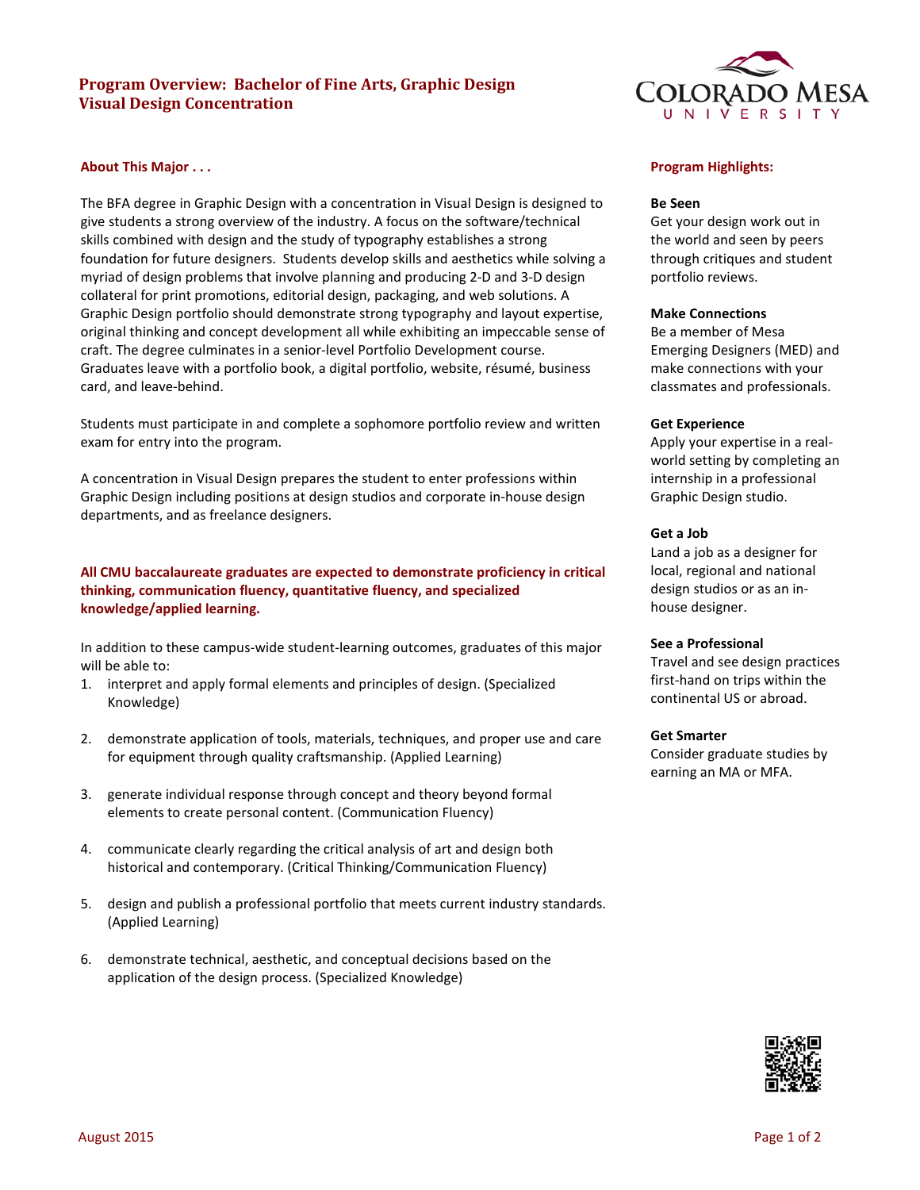# Program Overview: Bachelor of Fine Arts, Graphic Design
# Visual Design Concentration

## About This Major . . .

The BFA degree in Graphic Design with a concentration in Visual Design is designed to give students a strong overview of the industry. A focus on the software/technical skills combined with design and the study of typography establishes a strong foundation for future designers. Students develop skills and aesthetics while solving a myriad of design problems that involve planning and producing 2-D and 3-D design collateral for print promotions, editorial design, packaging, and web solutions. A Graphic Design portfolio should demonstrate strong typography and layout expertise, original thinking and concept development all while exhibiting an impeccable sense of craft. The degree culminates in a senior-level Portfolio Development course. Graduates leave with a portfolio book, a digital portfolio, website, résumé, business card, and leave-behind.

Students must participate in and complete a sophomore portfolio review and written exam for entry into the program.

A concentration in Visual Design prepares the student to enter professions within Graphic Design including positions at design studios and corporate in-house design departments, and as freelance designers.

**All CMU baccalaureate graduates are expected to demonstrate proficiency in critical thinking, communication fluency, quantitative fluency, and specialized knowledge/applied learning.**

In addition to these campus-wide student-learning outcomes, graduates of this major will be able to:

1. interpret and apply formal elements and principles of design. (Specialized Knowledge)
2. demonstrate application of tools, materials, techniques, and proper use and care for equipment through quality craftsmanship. (Applied Learning)
3. generate individual response through concept and theory beyond formal elements to create personal content. (Communication Fluency)
4. communicate clearly regarding the critical analysis of art and design both historical and contemporary. (Critical Thinking/Communication Fluency)
5. design and publish a professional portfolio that meets current industry standards. (Applied Learning)
6. demonstrate technical, aesthetic, and conceptual decisions based on the application of the design process. (Specialized Knowledge)

## Program Highlights:

**Be Seen**
Get your design work out in the world and seen by peers through critiques and student portfolio reviews.

**Make Connections**
Be a member of Mesa Emerging Designers (MED) and make connections with your classmates and professionals.

**Get Experience**
Apply your expertise in a real-world setting by completing an internship in a professional Graphic Design studio.

**Get a Job**
Land a job as a designer for local, regional and national design studios or as an in-house designer.

**See a Professional**
Travel and see design practices first-hand on trips within the continental US or abroad.

**Get Smarter**
Consider graduate studies by earning an MA or MFA.

August 2015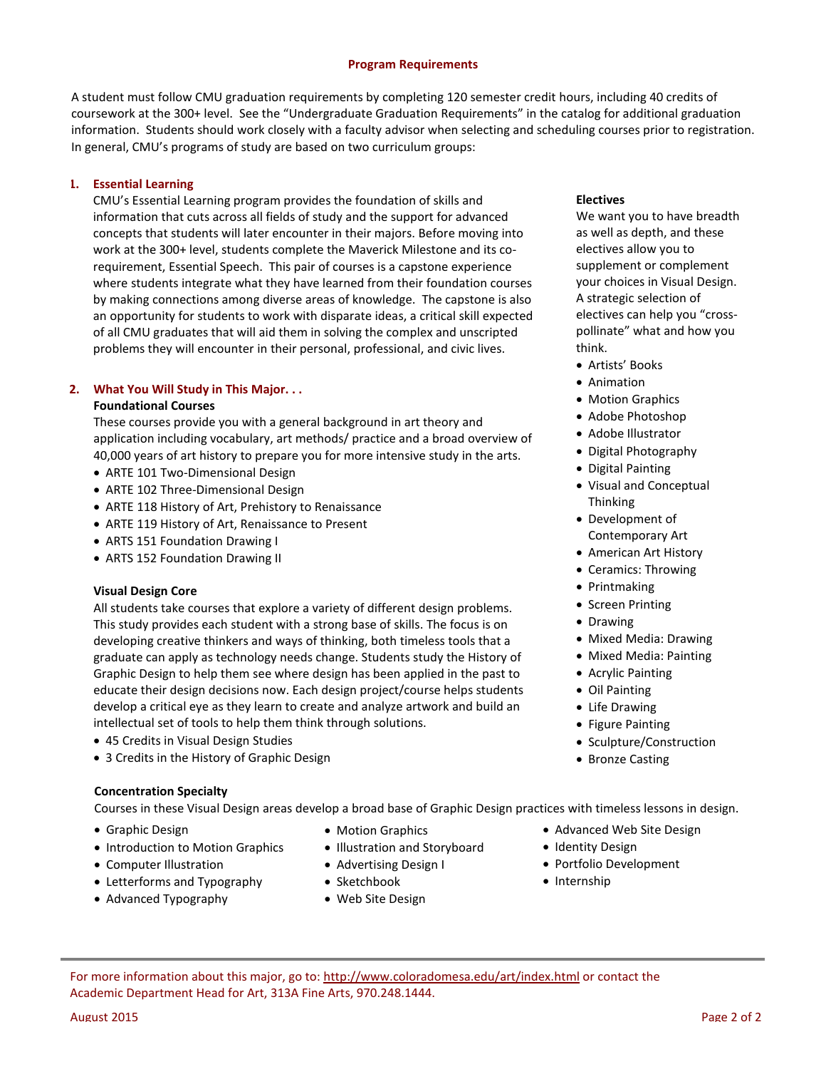## Program Requirements

A student must follow CMU graduation requirements by completing 120 semester credit hours, including 40 credits of coursework at the 300+ level. See the "Undergraduate Graduation Requirements" in the catalog for additional graduation information. Students should work closely with a faculty advisor when selecting and scheduling courses prior to registration. In general, CMU's programs of study are based on two curriculum groups:

### 1. Essential Learning

CMU's Essential Learning program provides the foundation of skills and information that cuts across all fields of study and the support for advanced concepts that students will later encounter in their majors. Before moving into work at the 300+ level, students complete the Maverick Milestone and its co-requirement, Essential Speech. This pair of courses is a capstone experience where students integrate what they have learned from their foundation courses by making connections among diverse areas of knowledge. The capstone is also an opportunity for students to work with disparate ideas, a critical skill expected of all CMU graduates that will aid them in solving the complex and unscripted problems they will encounter in their personal, professional, and civic lives.

### 2. What You Will Study in This Major. . .

**Foundational Courses**

These courses provide you with a general background in art theory and application including vocabulary, art methods/ practice and a broad overview of 40,000 years of art history to prepare you for more intensive study in the arts.

- ARTE 101 Two-Dimensional Design
- ARTE 102 Three-Dimensional Design
- ARTE 118 History of Art, Prehistory to Renaissance
- ARTE 119 History of Art, Renaissance to Present
- ARTS 151 Foundation Drawing I
- ARTS 152 Foundation Drawing II

**Visual Design Core**

All students take courses that explore a variety of different design problems. This study provides each student with a strong base of skills. The focus is on developing creative thinkers and ways of thinking, both timeless tools that a graduate can apply as technology needs change. Students study the History of Graphic Design to help them see where design has been applied in the past to educate their design decisions now. Each design project/course helps students develop a critical eye as they learn to create and analyze artwork and build an intellectual set of tools to help them think through solutions.

- 45 Credits in Visual Design Studies
- 3 Credits in the History of Graphic Design

**Electives**

We want you to have breadth as well as depth, and these electives allow you to supplement or complement your choices in Visual Design. A strategic selection of electives can help you "cross-pollinate" what and how you think.

- Artists' Books
- Animation
- Motion Graphics
- Adobe Photoshop
- Adobe Illustrator
- Digital Photography
- Digital Painting
- Visual and Conceptual Thinking
- Development of Contemporary Art
- American Art History
- Ceramics: Throwing
- Printmaking
- Screen Printing
- Drawing
- Mixed Media: Drawing
- Mixed Media: Painting
- Acrylic Painting
- Oil Painting
- Life Drawing
- Figure Painting
- Sculpture/Construction
- Bronze Casting

**Concentration Specialty**

Courses in these Visual Design areas develop a broad base of Graphic Design practices with timeless lessons in design.

- Graphic Design
- Introduction to Motion Graphics
- Computer Illustration
- Letterforms and Typography
- Advanced Typography
- Motion Graphics
- Illustration and Storyboard
- Advertising Design I
- Sketchbook
- Web Site Design
- Advanced Web Site Design
- Identity Design
- Portfolio Development
- Internship

For more information about this major, go to: http://www.coloradomesa.edu/art/index.html or contact the Academic Department Head for Art, 313A Fine Arts, 970.248.1444.

August 2015